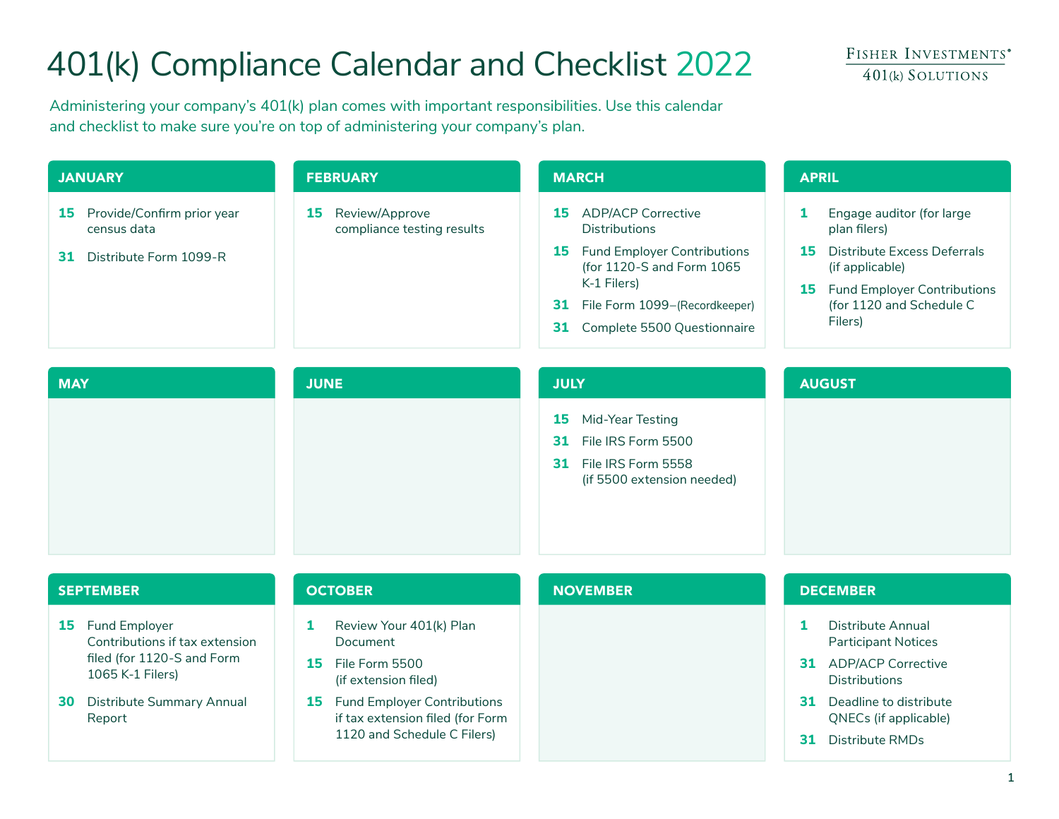# 401(k) Compliance Calendar and Checklist 2022

Fisher Investments® 401(k) Solutions

Administering your company's 401(k) plan comes with important responsibilities. Use this calendar and checklist to make sure you're on top of administering your company's plan.

## JANUARY

- **15** Provide/Confirm prior year census data
- **31** Distribute Form 1099-R

## FEBRUARY

- **15** Review/Approve compliance testing results

## MARCH

- **15** ADP/ACP Corrective Distributions
- **15** Fund Employer Contributions (for 1120-S and Form 1065 K-1 Filers)
- **31** File Form 1099–(Recordkeeper)
- **31** Complete 5500 Questionnaire

## APRIL

- **1** Engage auditor (for large plan filers)
- **15** Distribute Excess Deferrals (if applicable)
- **15** Fund Employer Contributions (for 1120 and Schedule C Filers)

## MAY

## JUNE

## JULY

- **15** Mid-Year Testing
- **31** File IRS Form 5500
- **31** File IRS Form 5558 (if 5500 extension needed)

## AUGUST

## SEPTEMBER

- **15** Fund Employer Contributions if tax extension filed (for 1120-S and Form 1065 K-1 Filers)
- **30** Distribute Summary Annual Report

## OCTOBER

- **1** Review Your 401(k) Plan Document
- **15** File Form 5500 (if extension filed)
- **15** Fund Employer Contributions if tax extension filed (for Form 1120 and Schedule C Filers)

## NOVEMBER

## DECEMBER

- **1** Distribute Annual Participant Notices
- **31** ADP/ACP Corrective Distributions
- **31** Deadline to distribute QNECs (if applicable)
- **31** Distribute RMDs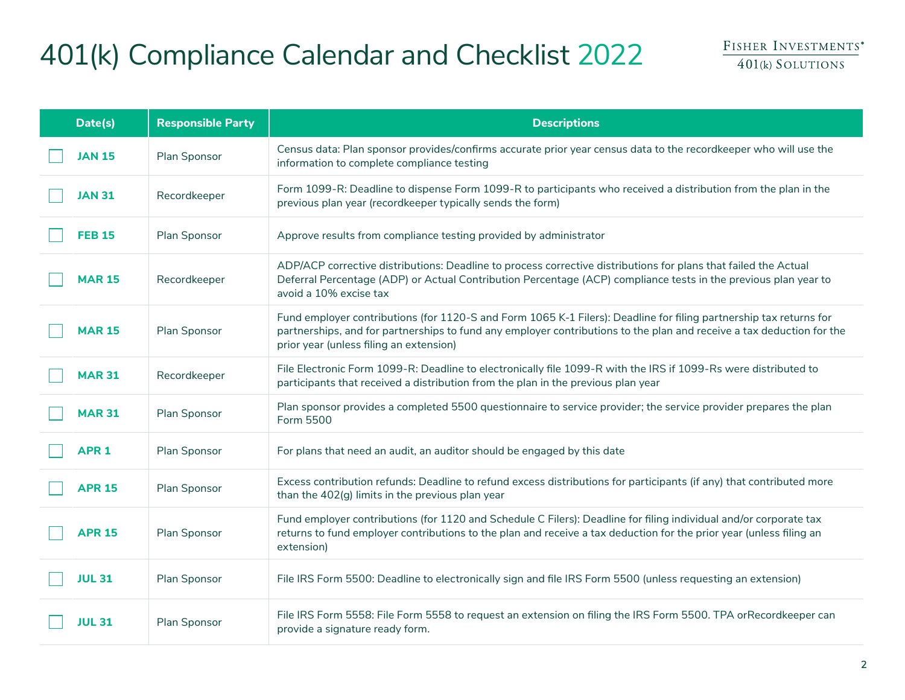# 401(k) Compliance Calendar and Checklist 2022

| Date(s) | Responsible Party | Descriptions |
|---|---|---|
| JAN 15 | Plan Sponsor | Census data: Plan sponsor provides/confirms accurate prior year census data to the recordkeeper who will use the information to complete compliance testing |
| JAN 31 | Recordkeeper | Form 1099-R: Deadline to dispense Form 1099-R to participants who received a distribution from the plan in the previous plan year (recordkeeper typically sends the form) |
| FEB 15 | Plan Sponsor | Approve results from compliance testing provided by administrator |
| MAR 15 | Recordkeeper | ADP/ACP corrective distributions: Deadline to process corrective distributions for plans that failed the Actual Deferral Percentage (ADP) or Actual Contribution Percentage (ACP) compliance tests in the previous plan year to avoid a 10% excise tax |
| MAR 15 | Plan Sponsor | Fund employer contributions (for 1120-S and Form 1065 K-1 Filers): Deadline for filing partnership tax returns for partnerships, and for partnerships to fund any employer contributions to the plan and receive a tax deduction for the prior year (unless filing an extension) |
| MAR 31 | Recordkeeper | File Electronic Form 1099-R: Deadline to electronically file 1099-R with the IRS if 1099-Rs were distributed to participants that received a distribution from the plan in the previous plan year |
| MAR 31 | Plan Sponsor | Plan sponsor provides a completed 5500 questionnaire to service provider; the service provider prepares the plan Form 5500 |
| APR 1 | Plan Sponsor | For plans that need an audit, an auditor should be engaged by this date |
| APR 15 | Plan Sponsor | Excess contribution refunds: Deadline to refund excess distributions for participants (if any) that contributed more than the 402(g) limits in the previous plan year |
| APR 15 | Plan Sponsor | Fund employer contributions (for 1120 and Schedule C Filers): Deadline for filing individual and/or corporate tax returns to fund employer contributions to the plan and receive a tax deduction for the prior year (unless filing an extension) |
| JUL 31 | Plan Sponsor | File IRS Form 5500: Deadline to electronically sign and file IRS Form 5500 (unless requesting an extension) |
| JUL 31 | Plan Sponsor | File IRS Form 5558: File Form 5558 to request an extension on filing the IRS Form 5500. TPA orRecordkeeper can provide a signature ready form. |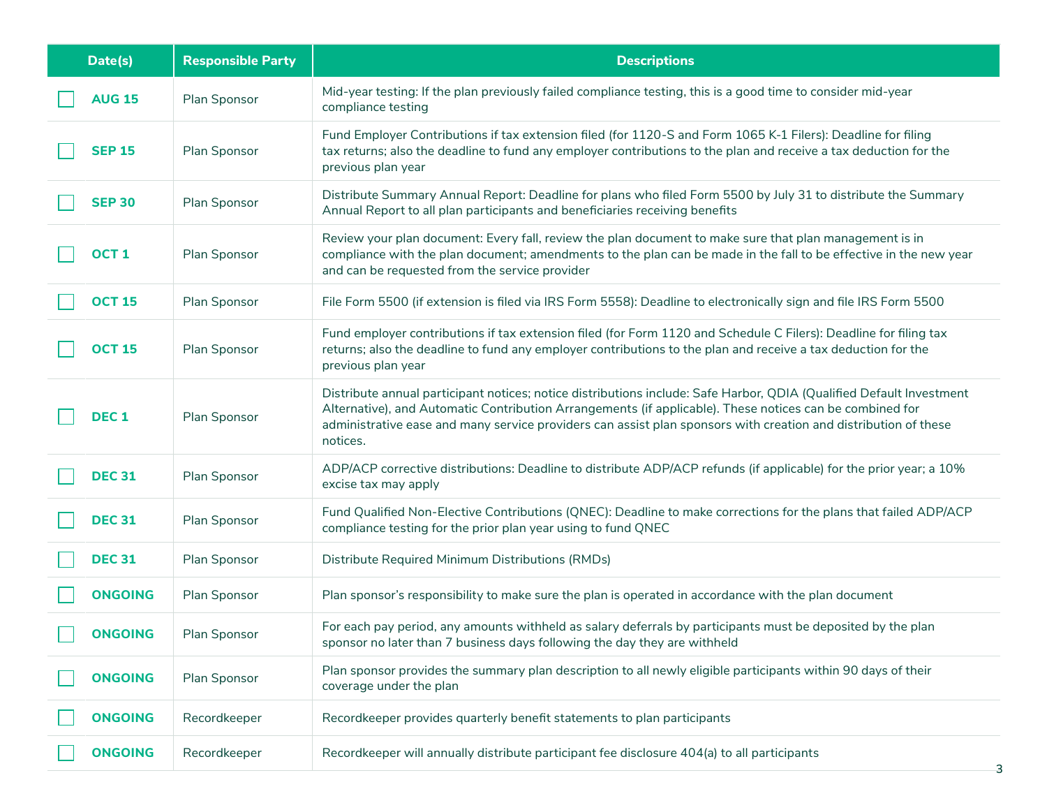| Date(s) | Responsible Party | Descriptions |
|---|---|---|
| ☐ **AUG 15** | Plan Sponsor | Mid-year testing: If the plan previously failed compliance testing, this is a good time to consider mid-year compliance testing |
| ☐ **SEP 15** | Plan Sponsor | Fund Employer Contributions if tax extension filed (for 1120-S and Form 1065 K-1 Filers): Deadline for filing tax returns; also the deadline to fund any employer contributions to the plan and receive a tax deduction for the previous plan year |
| ☐ **SEP 30** | Plan Sponsor | Distribute Summary Annual Report: Deadline for plans who filed Form 5500 by July 31 to distribute the Summary Annual Report to all plan participants and beneficiaries receiving benefits |
| ☐ **OCT 1** | Plan Sponsor | Review your plan document: Every fall, review the plan document to make sure that plan management is in compliance with the plan document; amendments to the plan can be made in the fall to be effective in the new year and can be requested from the service provider |
| ☐ **OCT 15** | Plan Sponsor | File Form 5500 (if extension is filed via IRS Form 5558): Deadline to electronically sign and file IRS Form 5500 |
| ☐ **OCT 15** | Plan Sponsor | Fund employer contributions if tax extension filed (for Form 1120 and Schedule C Filers): Deadline for filing tax returns; also the deadline to fund any employer contributions to the plan and receive a tax deduction for the previous plan year |
| ☐ **DEC 1** | Plan Sponsor | Distribute annual participant notices; notice distributions include: Safe Harbor, QDIA (Qualified Default Investment Alternative), and Automatic Contribution Arrangements (if applicable). These notices can be combined for administrative ease and many service providers can assist plan sponsors with creation and distribution of these notices. |
| ☐ **DEC 31** | Plan Sponsor | ADP/ACP corrective distributions: Deadline to distribute ADP/ACP refunds (if applicable) for the prior year; a 10% excise tax may apply |
| ☐ **DEC 31** | Plan Sponsor | Fund Qualified Non-Elective Contributions (QNEC): Deadline to make corrections for the plans that failed ADP/ACP compliance testing for the prior plan year using to fund QNEC |
| ☐ **DEC 31** | Plan Sponsor | Distribute Required Minimum Distributions (RMDs) |
| ☐ **ONGOING** | Plan Sponsor | Plan sponsor's responsibility to make sure the plan is operated in accordance with the plan document |
| ☐ **ONGOING** | Plan Sponsor | For each pay period, any amounts withheld as salary deferrals by participants must be deposited by the plan sponsor no later than 7 business days following the day they are withheld |
| ☐ **ONGOING** | Plan Sponsor | Plan sponsor provides the summary plan description to all newly eligible participants within 90 days of their coverage under the plan |
| ☐ **ONGOING** | Recordkeeper | Recordkeeper provides quarterly benefit statements to plan participants |
| ☐ **ONGOING** | Recordkeeper | Recordkeeper will annually distribute participant fee disclosure 404(a) to all participants |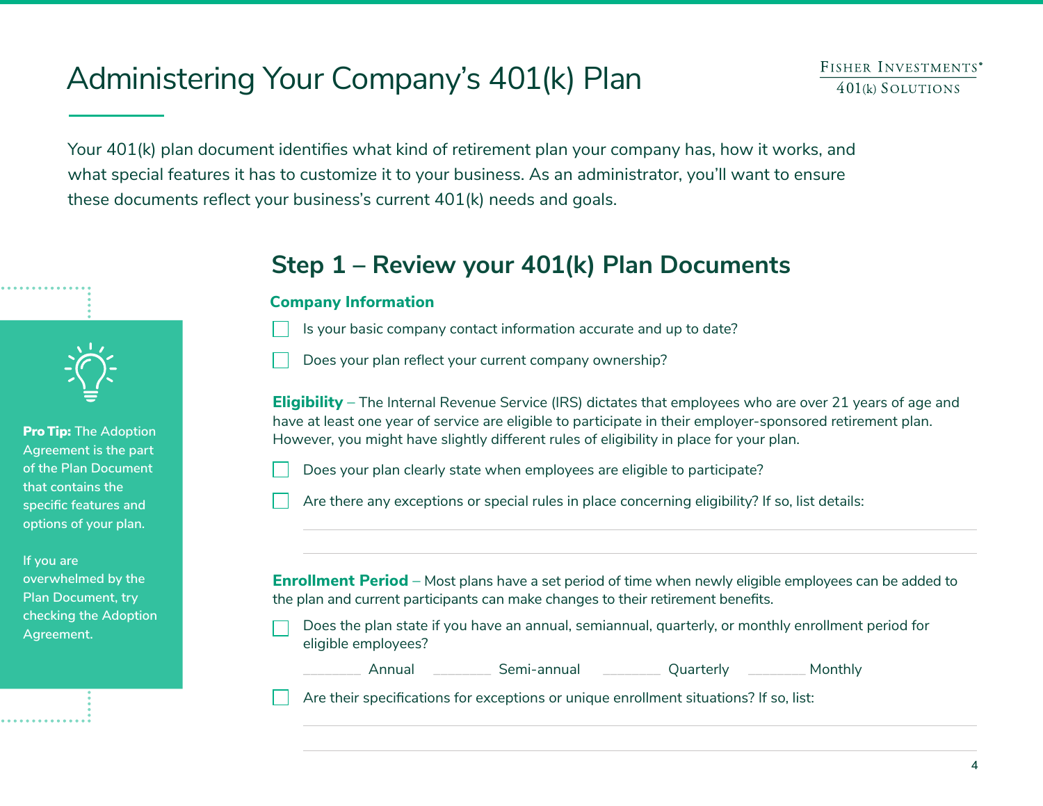# Administering Your Company's 401(k) Plan

FISHER INVESTMENTS® 401(k) SOLUTIONS

Your 401(k) plan document identifies what kind of retirement plan your company has, how it works, and what special features it has to customize it to your business. As an administrator, you'll want to ensure these documents reflect your business's current 401(k) needs and goals.

## Step 1 – Review your 401(k) Plan Documents

### Company Information

- [ ] Is your basic company contact information accurate and up to date?
- [ ] Does your plan reflect your current company ownership?

**Eligibility** – The Internal Revenue Service (IRS) dictates that employees who are over 21 years of age and have at least one year of service are eligible to participate in their employer-sponsored retirement plan. However, you might have slightly different rules of eligibility in place for your plan.

- [ ] Does your plan clearly state when employees are eligible to participate?
- [ ] Are there any exceptions or special rules in place concerning eligibility? If so, list details:

_______________________________________________

_______________________________________________

**Enrollment Period** – Most plans have a set period of time when newly eligible employees can be added to the plan and current participants can make changes to their retirement benefits.

- [ ] Does the plan state if you have an annual, semiannual, quarterly, or monthly enrollment period for eligible employees?

  ________ Annual ________ Semi-annual ________ Quarterly ________ Monthly

- [ ] Are their specifications for exceptions or unique enrollment situations? If so, list:

_______________________________________________

_______________________________________________

**Pro Tip:** The Adoption Agreement is the part of the Plan Document that contains the specific features and options of your plan.

If you are overwhelmed by the Plan Document, try checking the Adoption Agreement.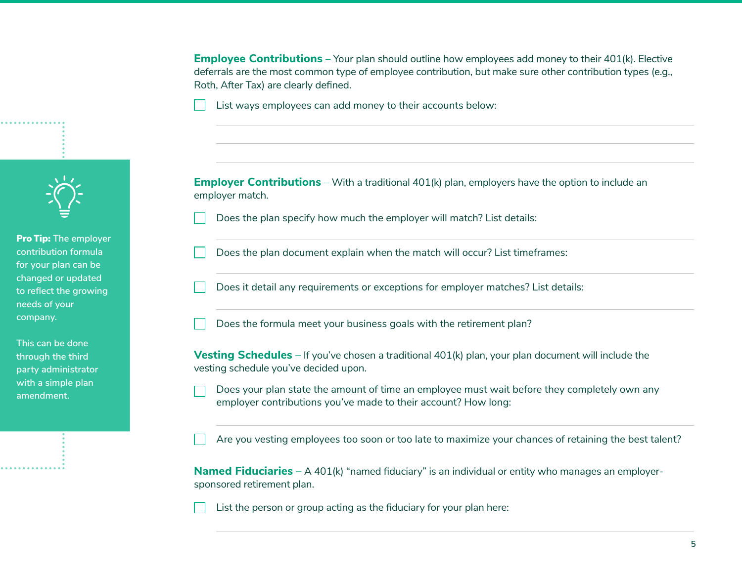**Employee Contributions** – Your plan should outline how employees add money to their 401(k). Elective deferrals are the most common type of employee contribution, but make sure other contribution types (e.g., Roth, After Tax) are clearly defined.

- [ ] List ways employees can add money to their accounts below:

**Pro Tip:** The employer contribution formula for your plan can be changed or updated to reflect the growing needs of your company.

This can be done through the third party administrator with a simple plan amendment.

**Employer Contributions** – With a traditional 401(k) plan, employers have the option to include an employer match.

- [ ] Does the plan specify how much the employer will match? List details:
- [ ] Does the plan document explain when the match will occur? List timeframes:
- [ ] Does it detail any requirements or exceptions for employer matches? List details:
- [ ] Does the formula meet your business goals with the retirement plan?

**Vesting Schedules** – If you've chosen a traditional 401(k) plan, your plan document will include the vesting schedule you've decided upon.

- [ ] Does your plan state the amount of time an employee must wait before they completely own any employer contributions you've made to their account? How long:
- [ ] Are you vesting employees too soon or too late to maximize your chances of retaining the best talent?

**Named Fiduciaries** – A 401(k) "named fiduciary" is an individual or entity who manages an employer-sponsored retirement plan.

- [ ] List the person or group acting as the fiduciary for your plan here: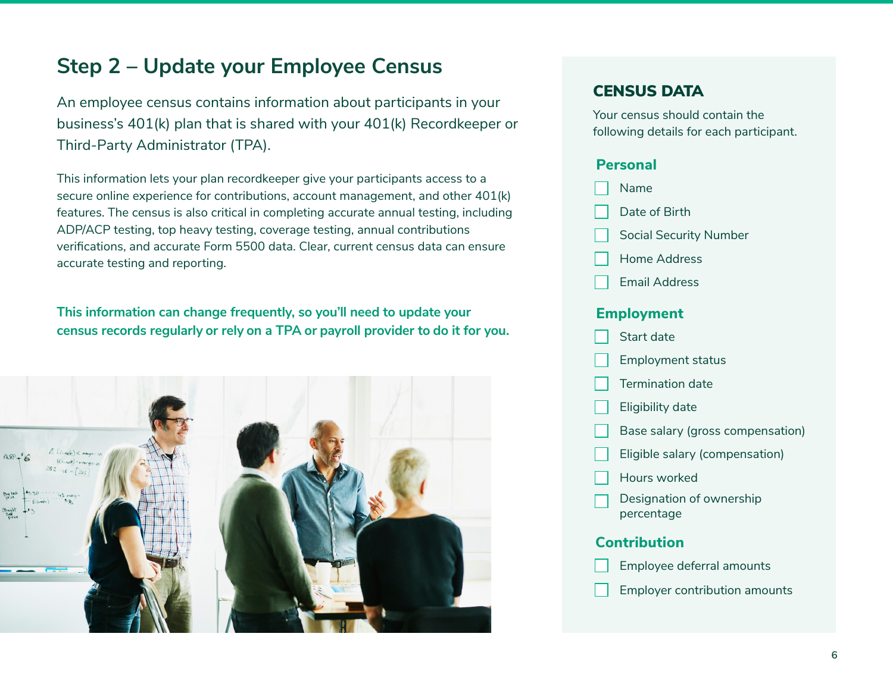## Step 2 – Update your Employee Census

An employee census contains information about participants in your business's 401(k) plan that is shared with your 401(k) Recordkeeper or Third-Party Administrator (TPA).

This information lets your plan recordkeeper give your participants access to a secure online experience for contributions, account management, and other 401(k) features. The census is also critical in completing accurate annual testing, including ADP/ACP testing, top heavy testing, coverage testing, annual contributions verifications, and accurate Form 5500 data. Clear, current census data can ensure accurate testing and reporting.

**This information can change frequently, so you'll need to update your census records regularly or rely on a TPA or payroll provider to do it for you.**

### CENSUS DATA

Your census should contain the following details for each participant.

#### Personal

- [ ] Name
- [ ] Date of Birth
- [ ] Social Security Number
- [ ] Home Address
- [ ] Email Address

#### Employment

- [ ] Start date
- [ ] Employment status
- [ ] Termination date
- [ ] Eligibility date
- [ ] Base salary (gross compensation)
- [ ] Eligible salary (compensation)
- [ ] Hours worked
- [ ] Designation of ownership percentage

#### Contribution

- [ ] Employee deferral amounts
- [ ] Employer contribution amounts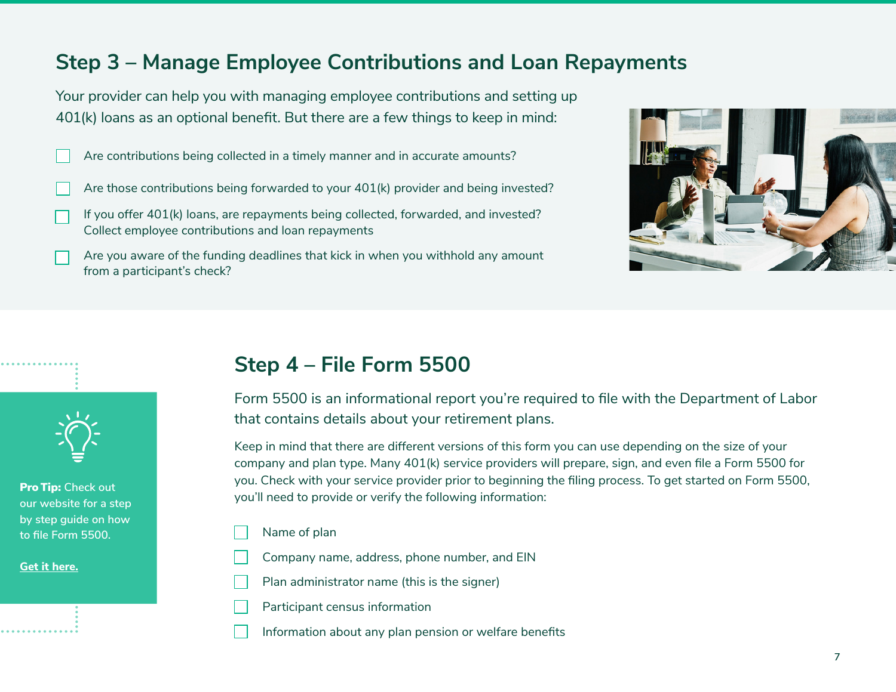## Step 3 – Manage Employee Contributions and Loan Repayments

Your provider can help you with managing employee contributions and setting up 401(k) loans as an optional benefit. But there are a few things to keep in mind:

- [ ] Are contributions being collected in a timely manner and in accurate amounts?
- [ ] Are those contributions being forwarded to your 401(k) provider and being invested?
- [ ] If you offer 401(k) loans, are repayments being collected, forwarded, and invested? Collect employee contributions and loan repayments
- [ ] Are you aware of the funding deadlines that kick in when you withhold any amount from a participant's check?

## Step 4 – File Form 5500

Form 5500 is an informational report you're required to file with the Department of Labor that contains details about your retirement plans.

Keep in mind that there are different versions of this form you can use depending on the size of your company and plan type. Many 401(k) service providers will prepare, sign, and even file a Form 5500 for you. Check with your service provider prior to beginning the filing process. To get started on Form 5500, you'll need to provide or verify the following information:

- [ ] Name of plan
- [ ] Company name, address, phone number, and EIN
- [ ] Plan administrator name (this is the signer)
- [ ] Participant census information
- [ ] Information about any plan pension or welfare benefits

**Pro Tip:** Check out our website for a step by step guide on how to file Form 5500.

**Get it here.**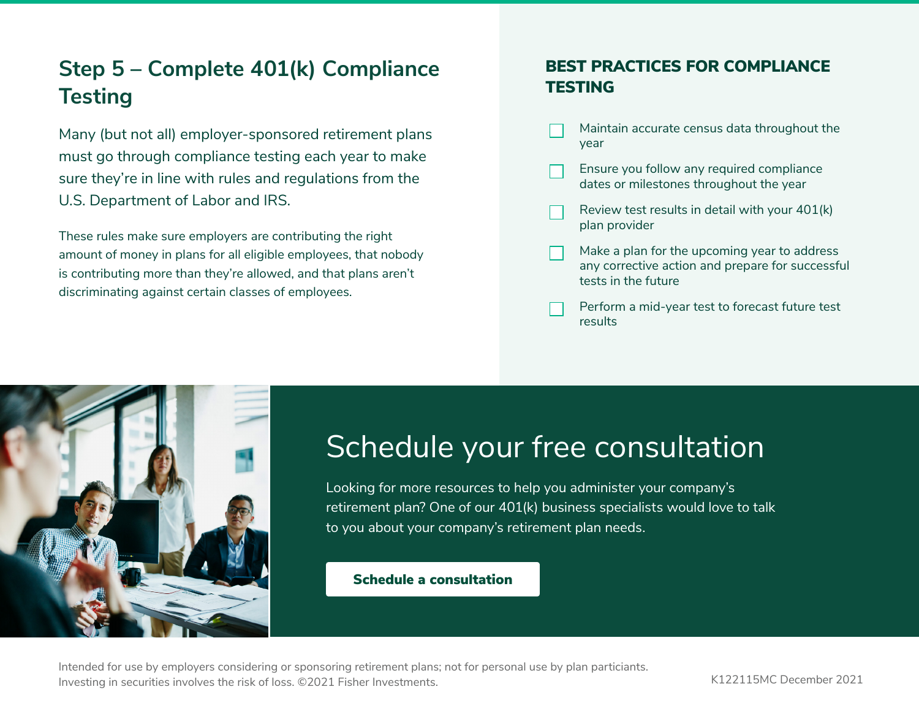## Step 5 – Complete 401(k) Compliance Testing

Many (but not all) employer-sponsored retirement plans must go through compliance testing each year to make sure they're in line with rules and regulations from the U.S. Department of Labor and IRS.

These rules make sure employers are contributing the right amount of money in plans for all eligible employees, that nobody is contributing more than they're allowed, and that plans aren't discriminating against certain classes of employees.

### BEST PRACTICES FOR COMPLIANCE TESTING

- [ ] Maintain accurate census data throughout the year
- [ ] Ensure you follow any required compliance dates or milestones throughout the year
- [ ] Review test results in detail with your 401(k) plan provider
- [ ] Make a plan for the upcoming year to address any corrective action and prepare for successful tests in the future
- [ ] Perform a mid-year test to forecast future test results

## Schedule your free consultation

Looking for more resources to help you administer your company's retirement plan? One of our 401(k) business specialists would love to talk to you about your company's retirement plan needs.

**Schedule a consultation**

Intended for use by employers considering or sponsoring retirement plans; not for personal use by plan particiants. Investing in securities involves the risk of loss. ©2021 Fisher Investments.

K122115MC December 2021